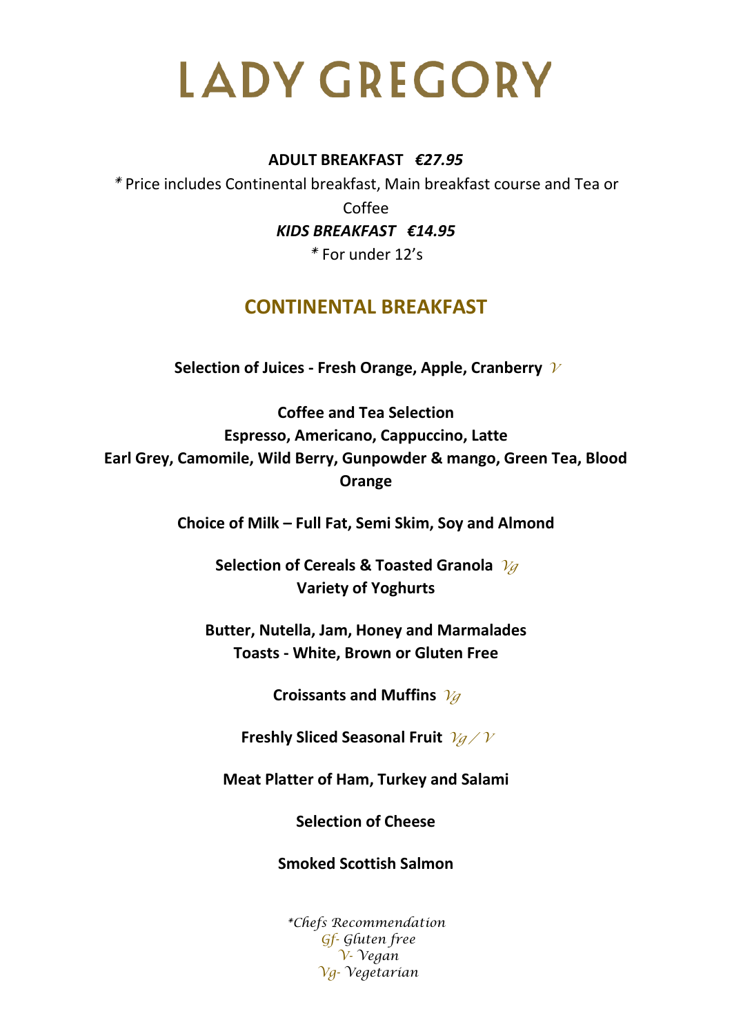# LADY GREGORY

**ADULT BREAKFAST** ***€27.95***

* Price includes Continental breakfast, Main breakfast course and Tea or Coffee

***KIDS BREAKFAST €14.95***

* For under 12's

## CONTINENTAL BREAKFAST

**Selection of Juices - Fresh Orange, Apple, Cranberry** *V*

**Coffee and Tea Selection**
**Espresso, Americano, Cappuccino, Latte**
**Earl Grey, Camomile, Wild Berry, Gunpowder & mango, Green Tea, Blood Orange**

**Choice of Milk – Full Fat, Semi Skim, Soy and Almond**

**Selection of Cereals & Toasted Granola** *Vg*
**Variety of Yoghurts**

**Butter, Nutella, Jam, Honey and Marmalades**
**Toasts - White, Brown or Gluten Free**

**Croissants and Muffins** *Vg*

**Freshly Sliced Seasonal Fruit** *Vg / V*

**Meat Platter of Ham, Turkey and Salami**

**Selection of Cheese**

**Smoked Scottish Salmon**

**Chefs Recommendation*
*Gf- Gluten free*
*V- Vegan*
*Vg- Vegetarian*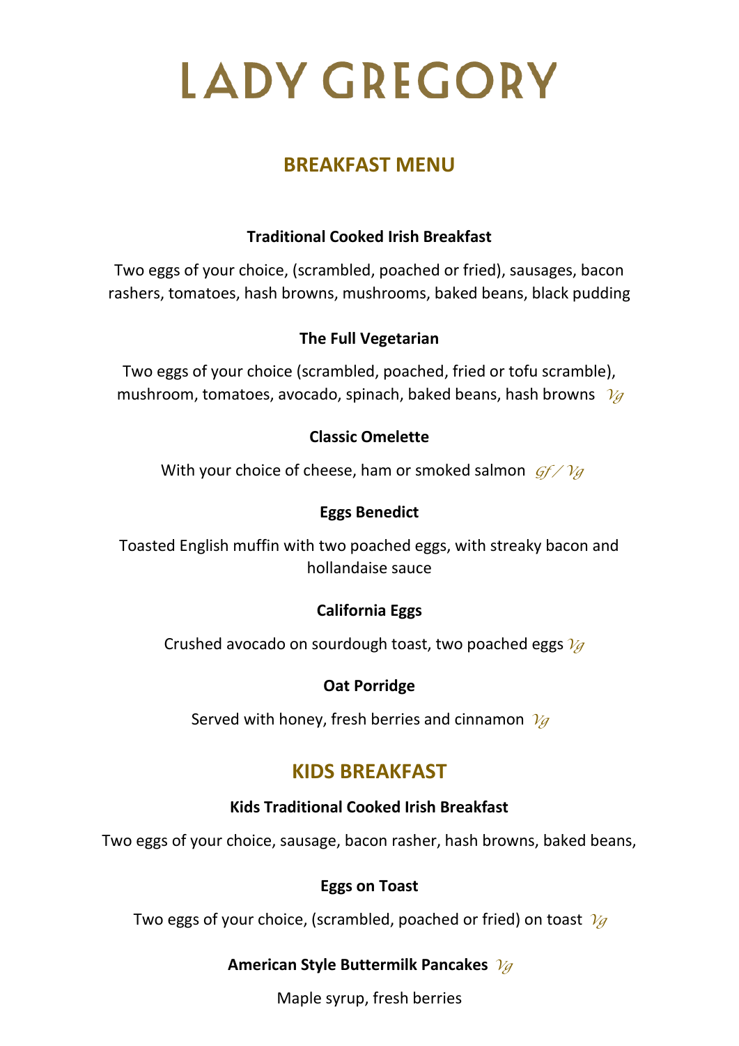# LADY GREGORY

## BREAKFAST MENU

**Traditional Cooked Irish Breakfast**

Two eggs of your choice, (scrambled, poached or fried), sausages, bacon rashers, tomatoes, hash browns, mushrooms, baked beans, black pudding

**The Full Vegetarian**

Two eggs of your choice (scrambled, poached, fried or tofu scramble), mushroom, tomatoes, avocado, spinach, baked beans, hash browns *Vg*

**Classic Omelette**

With your choice of cheese, ham or smoked salmon *Gf / Vg*

**Eggs Benedict**

Toasted English muffin with two poached eggs, with streaky bacon and hollandaise sauce

**California Eggs**

Crushed avocado on sourdough toast, two poached eggs *Vg*

**Oat Porridge**

Served with honey, fresh berries and cinnamon *Vg*

## KIDS BREAKFAST

**Kids Traditional Cooked Irish Breakfast**

Two eggs of your choice, sausage, bacon rasher, hash browns, baked beans,

**Eggs on Toast**

Two eggs of your choice, (scrambled, poached or fried) on toast *Vg*

**American Style Buttermilk Pancakes** *Vg*

Maple syrup, fresh berries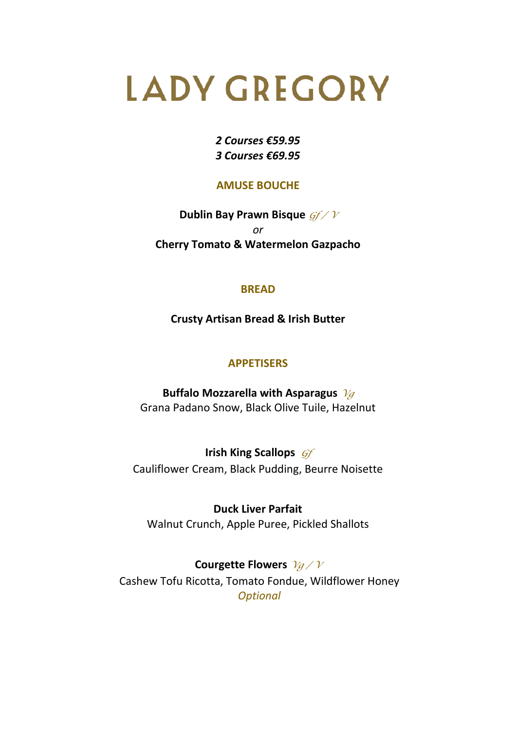# LADY GREGORY

***2 Courses €59.95***
***3 Courses €69.95***

## AMUSE BOUCHE

**Dublin Bay Prawn Bisque** *Gf / V*
*or*
**Cherry Tomato & Watermelon Gazpacho**

## BREAD

**Crusty Artisan Bread & Irish Butter**

## APPETISERS

**Buffalo Mozzarella with Asparagus** *Vg*
Grana Padano Snow, Black Olive Tuile, Hazelnut

**Irish King Scallops** *Gf*
Cauliflower Cream, Black Pudding, Beurre Noisette

**Duck Liver Parfait**
Walnut Crunch, Apple Puree, Pickled Shallots

**Courgette Flowers** *Vg / V*
Cashew Tofu Ricotta, Tomato Fondue, Wildflower Honey
*Optional*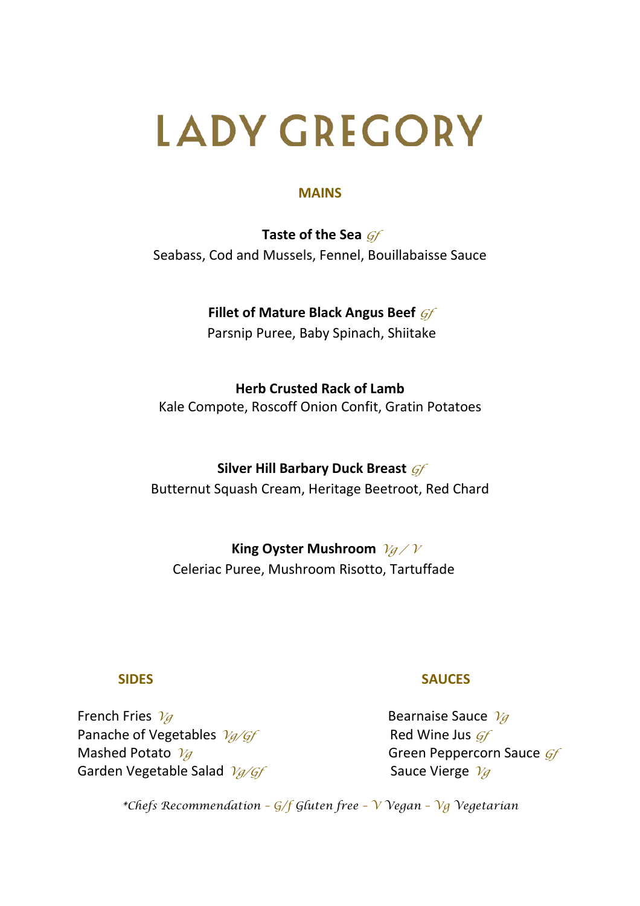# LADY GREGORY

## MAINS

**Taste of the Sea** *Gf*
Seabass, Cod and Mussels, Fennel, Bouillabaisse Sauce

**Fillet of Mature Black Angus Beef** *Gf*
Parsnip Puree, Baby Spinach, Shiitake

**Herb Crusted Rack of Lamb**
Kale Compote, Roscoff Onion Confit, Gratin Potatoes

**Silver Hill Barbary Duck Breast** *Gf*
Butternut Squash Cream, Heritage Beetroot, Red Chard

**King Oyster Mushroom** *Vg / V*
Celeriac Puree, Mushroom Risotto, Tartuffade

## SIDES

French Fries *Vg*
Panache of Vegetables *Vg/Gf*
Mashed Potato *Vg*
Garden Vegetable Salad *Vg/Gf*

## SAUCES

Bearnaise Sauce *Vg*
Red Wine Jus *Gf*
Green Peppercorn Sauce *Gf*
Sauce Vierge *Vg*

*\*Chefs Recommendation – G/f Gluten free – V Vegan – Vg Vegetarian*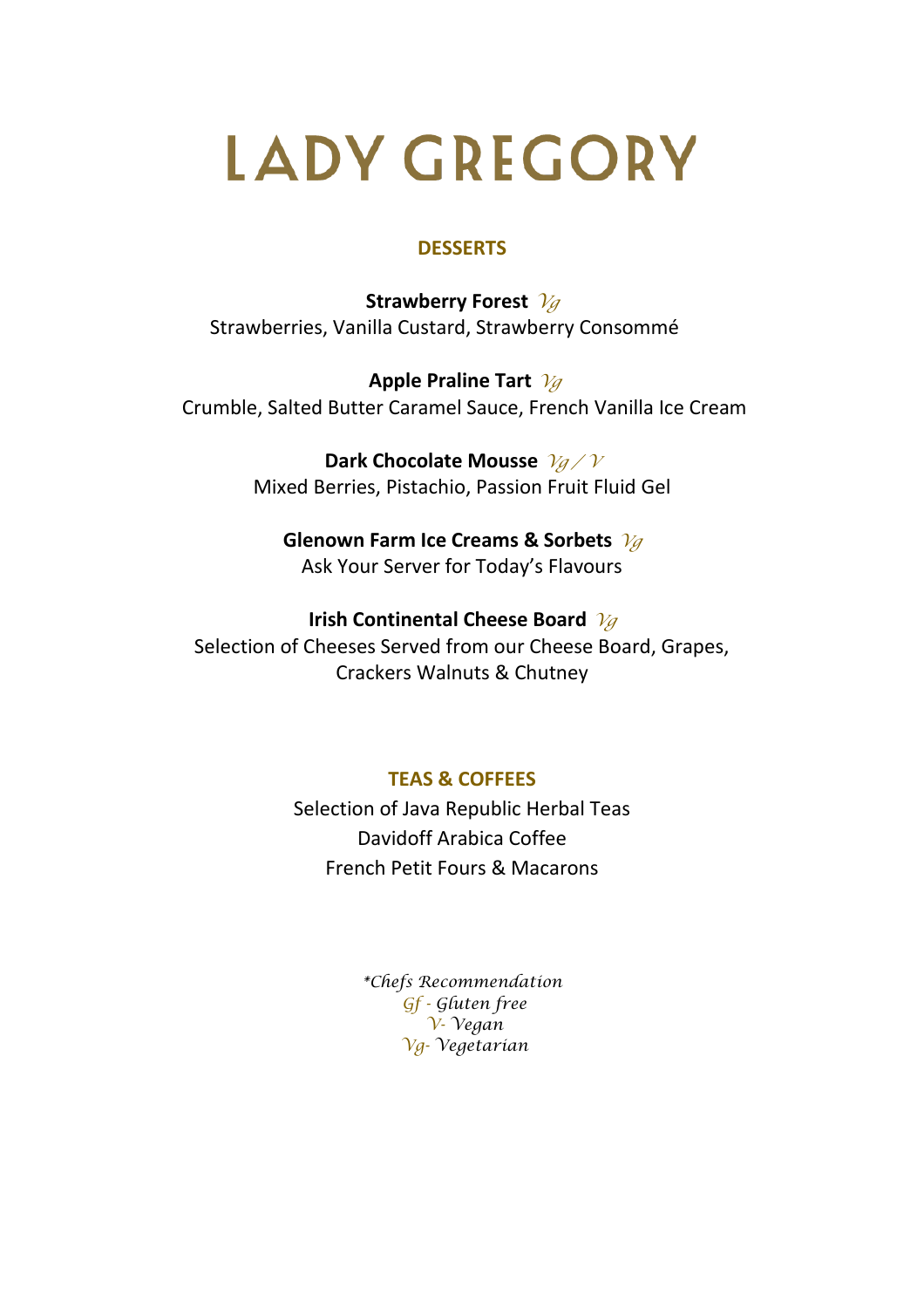# LADY GREGORY

## DESSERTS

**Strawberry Forest** *Vg*
Strawberries, Vanilla Custard, Strawberry Consommé

**Apple Praline Tart** *Vg*
Crumble, Salted Butter Caramel Sauce, French Vanilla Ice Cream

**Dark Chocolate Mousse** *Vg / V*
Mixed Berries, Pistachio, Passion Fruit Fluid Gel

**Glenown Farm Ice Creams & Sorbets** *Vg*
Ask Your Server for Today's Flavours

**Irish Continental Cheese Board** *Vg*
Selection of Cheeses Served from our Cheese Board, Grapes, Crackers Walnuts & Chutney

## TEAS & COFFEES

Selection of Java Republic Herbal Teas
Davidoff Arabica Coffee
French Petit Fours & Macarons

*\*Chefs Recommendation*
*Gf - Gluten free*
*V- Vegan*
*Vg- Vegetarian*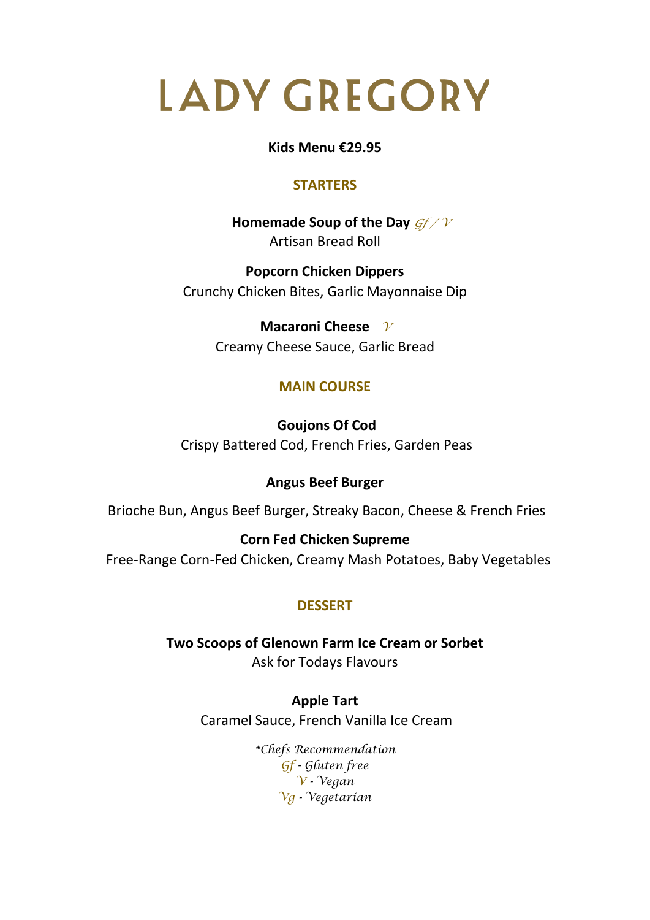# LADY GREGORY

**Kids Menu €29.95**

## STARTERS

**Homemade Soup of the Day** *Gf / V*
Artisan Bread Roll

**Popcorn Chicken Dippers**
Crunchy Chicken Bites, Garlic Mayonnaise Dip

**Macaroni Cheese** *V*
Creamy Cheese Sauce, Garlic Bread

## MAIN COURSE

**Goujons Of Cod**
Crispy Battered Cod, French Fries, Garden Peas

**Angus Beef Burger**

Brioche Bun, Angus Beef Burger, Streaky Bacon, Cheese & French Fries

**Corn Fed Chicken Supreme**
Free-Range Corn-Fed Chicken, Creamy Mash Potatoes, Baby Vegetables

## DESSERT

**Two Scoops of Glenown Farm Ice Cream or Sorbet**
Ask for Todays Flavours

**Apple Tart**
Caramel Sauce, French Vanilla Ice Cream

*\*Chefs Recommendation*
*Gf - Gluten free*
*V - Vegan*
*Vg - Vegetarian*